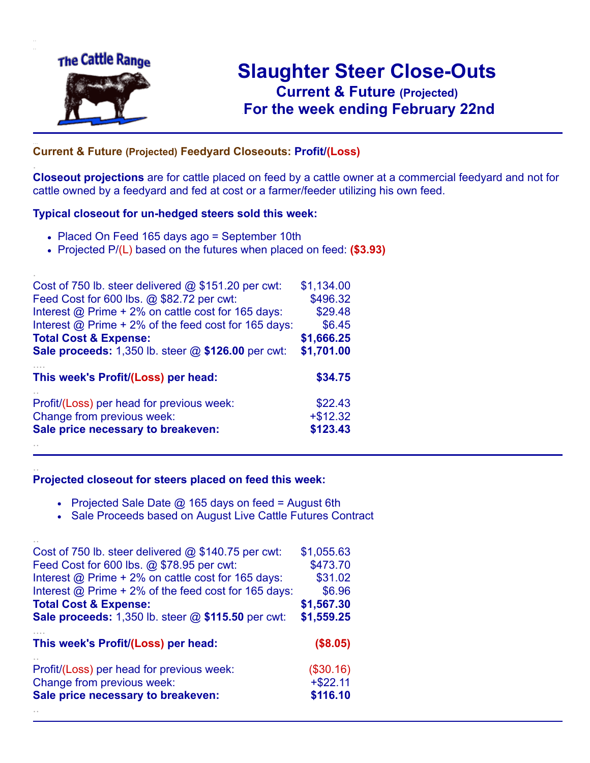The Cattle Range

# Slaughter Steer Close-Outs

## Current & Future (Projected)

## For the week ending February 22nd

---

**Current & Future (Projected) Feedyard Closeouts: Profit/(Loss)**

**Closeout projections** are for cattle placed on feed by a cattle owner at a commercial feedyard and not for cattle owned by a feedyard and fed at cost or a farmer/feeder utilizing his own feed.

**Typical closeout for un-hedged steers sold this week:**

- Placed On Feed 165 days ago = September 10th
- Projected P/(L) based on the futures when placed on feed: **($3.93)**

| | |
|---|---|
| Cost of 750 lb. steer delivered @ $151.20 per cwt: | $1,134.00 |
| Feed Cost for 600 lbs. @ $82.72 per cwt: | $496.32 |
| Interest @ Prime + 2% on cattle cost for 165 days: | $29.48 |
| Interest @ Prime + 2% of the feed cost for 165 days: | $6.45 |
| **Total Cost & Expense:** | **$1,666.25** |
| **Sale proceeds:** 1,350 lb. steer @ **$126.00** per cwt: | **$1,701.00** |
| **This week's Profit/(Loss) per head:** | **$34.75** |
| Profit/(Loss) per head for previous week: | $22.43 |
| Change from previous week: | +$12.32 |
| **Sale price necessary to breakeven:** | **$123.43** |

---

**Projected closeout for steers placed on feed this week:**

- Projected Sale Date @ 165 days on feed = August 6th
- Sale Proceeds based on August Live Cattle Futures Contract

| | |
|---|---|
| Cost of 750 lb. steer delivered @ $140.75 per cwt: | $1,055.63 |
| Feed Cost for 600 lbs. @ $78.95 per cwt: | $473.70 |
| Interest @ Prime + 2% on cattle cost for 165 days: | $31.02 |
| Interest @ Prime + 2% of the feed cost for 165 days: | $6.96 |
| **Total Cost & Expense:** | **$1,567.30** |
| **Sale proceeds:** 1,350 lb. steer @ **$115.50** per cwt: | **$1,559.25** |
| **This week's Profit/(Loss) per head:** | **($8.05)** |
| Profit/(Loss) per head for previous week: | ($30.16) |
| Change from previous week: | +$22.11 |
| **Sale price necessary to breakeven:** | **$116.10** |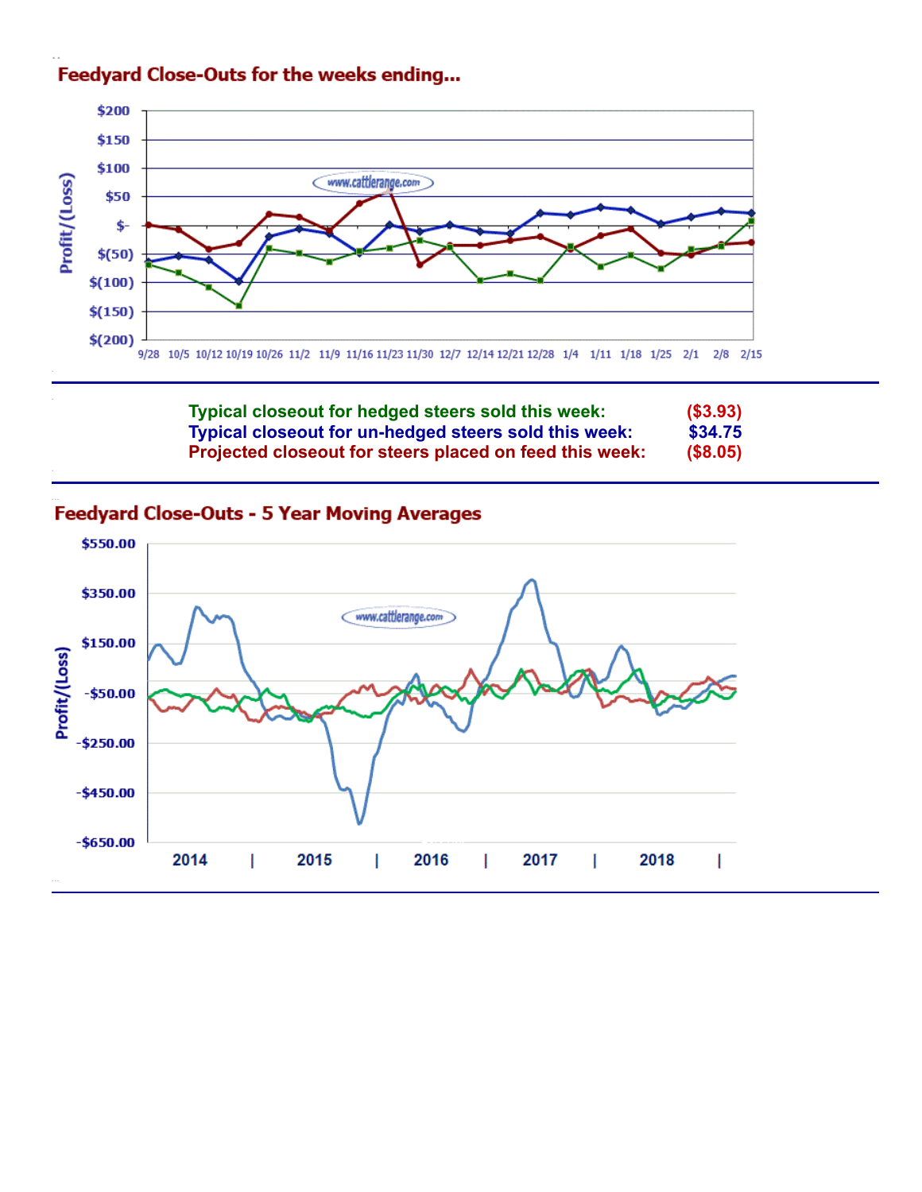## Feedyard Close-Outs for the weeks ending...

$200
$150
$100
$50
$-
$(50)
$(100)
$(150)
$(200)

Profit/(Loss)

www.cattlerange.com

9/28 10/5 10/12 10/19 10/26 11/2 11/9 11/16 11/23 11/30 12/7 12/14 12/21 12/28 1/4 1/11 1/18 1/25 2/1 2/8 2/15

---

**Typical closeout for hedged steers sold this week:** **($3.93)**
**Typical closeout for un-hedged steers sold this week:** **$34.75**
**Projected closeout for steers placed on feed this week:** **($8.05)**

---

## Feedyard Close-Outs - 5 Year Moving Averages

$550.00
$350.00
$150.00
-$50.00
-$250.00
-$450.00
-$650.00

Profit/(Loss)

www.cattlerange.com

2014 | 2015 | 2016 | 2017 | 2018 |